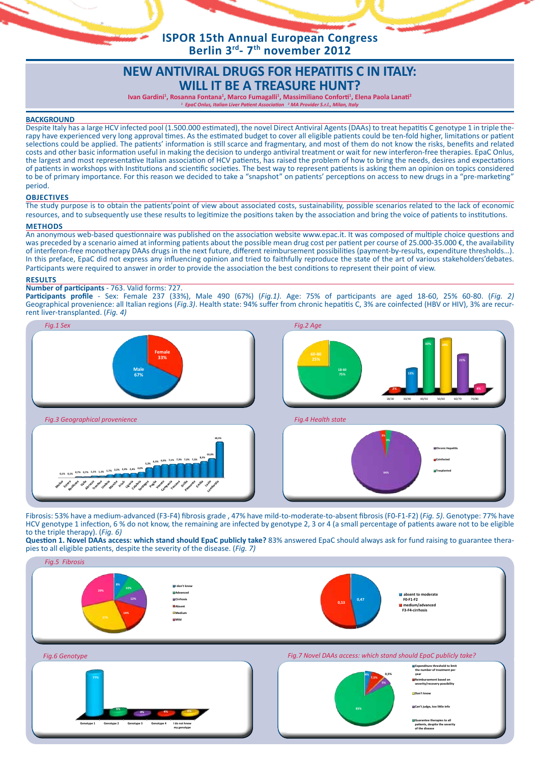ISPOR 15th Annual European Congress
Berlin 3rd- 7th november 2012

# NEW ANTIVIRAL DRUGS FOR HEPATITIS C IN ITALY: WILL IT BE A TREASURE HUNT?

**Ivan Gardini[1], Rosanna Fontana[1], Marco Fumagalli[1], Massimiliano Conforti[1], Elena Paola Lanati[2]**

*[1] EpaC Onlus, Italian Liver Patient Association [2] MA Provider S.r.l., Milan, Italy*

## BACKGROUND

Despite Italy has a large HCV infected pool (1.500.000 estimated), the novel Direct Antiviral Agents (DAAs) to treat hepatitis C genotype 1 in triple therapy have experienced very long approval times. As the estimated budget to cover all eligible patients could be ten-fold higher, limitations or patient selections could be applied. The patients' information is still scarce and fragmentary, and most of them do not know the risks, benefits and related costs and other basic information useful in making the decision to undergo antiviral treatment or wait for new interferon-free therapies. EpaC Onlus, the largest and most representative Italian association of HCV patients, has raised the problem of how to bring the needs, desires and expectations of patients in workshops with Institutions and scientific societies. The best way to represent patients is asking them an opinion on topics considered to be of primary importance. For this reason we decided to take a "snapshot" on patients' perceptions on access to new drugs in a "pre-marketing" period.

## OBJECTIVES

The study purpose is to obtain the patients'point of view about associated costs, sustainability, possible scenarios related to the lack of economic resources, and to subsequently use these results to legitimize the positions taken by the association and bring the voice of patients to institutions.

## METHODS

An anonymous web-based questionnaire was published on the association website www.epac.it. It was composed of multiple choice questions and was preceded by a scenario aimed at informing patients about the possible mean drug cost per patient per course of 25.000-35.000 €, the availability of interferon-free monotherapy DAAs drugs in the next future, different reimbursement possibilities (payment-by-results, expenditure thresholds…). In this preface, EpaC did not express any influencing opinion and tried to faithfully reproduce the state of the art of various stakeholders'debates. Participants were required to answer in order to provide the association the best conditions to represent their point of view.

## RESULTS

**Number of participants** - 763. Valid forms: 727.

**Participants profile** - Sex: Female 237 (33%), Male 490 (67%) (*Fig.1)*. Age: 75% of participants are aged 18-60, 25% 60-80. (*Fig. 2)* Geographical provenience: all Italian regions (*Fig.3)*. Health state: 94% suffer from chronic hepatitis C, 3% are coinfected (HBV or HIV), 3% are recurrent liver-transplanted. (*Fig. 4)*

*Fig.1 Sex*

*Fig.2 Age*

*Fig.3 Geographical provenience*

*Fig.4 Health state*

Fibrosis: 53% have a medium-advanced (F3-F4) fibrosis grade , 47% have mild-to-moderate-to-absent fibrosis (F0-F1-F2) (*Fig. 5)*. Genotype: 77% have HCV genotype 1 infection, 6 % do not know, the remaining are infected by genotype 2, 3 or 4 (a small percentage of patients aware not to be eligible to the triple therapy). (*Fig. 6)*

**Question 1. Novel DAAs access: which stand should EpaC publicly take?** 83% answered EpaC should always ask for fund raising to guarantee therapies to all eligible patients, despite the severity of the disease. (*Fig. 7)*

*Fig.5 Fibrosis*

*Fig.6 Genotype*

*Fig.7 Novel DAAs access: which stand should EpaC publicly take?*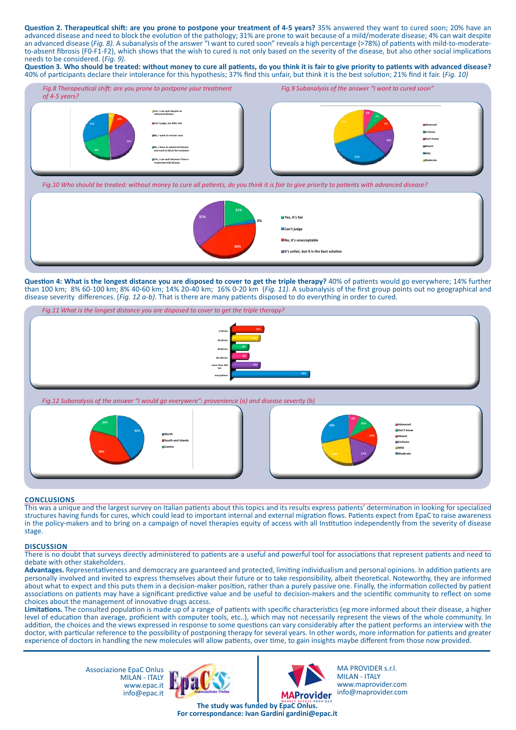**Question 2. Therapeutical shift: are you prone to postpone your treatment of 4-5 years?** 35% answered they want to cured soon; 20% have an advanced disease and need to block the evolution of the pathology; 31% are prone to wait because of a mild/moderate disease; 4% can wait despite an advanced disease (*Fig. 8)*. A subanalysis of the answer "I want to cured soon" reveals a high percentage (>78%) of patients with mild-to-moderate-to-absent fibrosis (F0-F1-F2), which shows that the wish to cured is not only based on the severity of the disease, but also other social implications needs to be considered. (*Fig. 9).*

**Question 3. Who should be treated: without money to cure all patients, do you think it is fair to give priority to patients with advanced disease?** 40% of participants declare their intolerance for this hypothesis; 37% find this unfair, but think it is the best solution; 21% find it fair. (*Fig. 10)*

*Fig.8 Therapeutical shift: are you prone to postpone your treatment of 4-5 years?*

Yes, I can wait despite an advanced disease
Can't judge, too little info
No, I want to recover now
No, I have an advanced disease and need to block the evolution
Yes, I can wait because I have a moderate/mild disease

4%
10%
31%
35%
20%

*Fig.9 Subanalysis of the answer "I want to cured soon"*

Advanced
Cirrhosis
Don't know
Absent
Mild
Moderate

6%
7%
8%
16%
31%
31%

*Fig.10 Who should be treated: without money to cure all patients, do you think it is fair to give priority to patients with advanced disease?*

Yes, it's fair
Can't judge
No, it's unacceptable
It's unfair, but it is the best solution

21%
2%
40%
37%

**Question 4: What is the longest distance you are disposed to cover to get the triple therapy?** 40% of patients would go everywhere; 14% further than 100 km; 8% 60-100 km; 8% 40-60 km; 14% 20-40 km; 16% 0-20 km (*Fig. 11)*. A subanalysis of the first group points out no geographical and disease severity differences. (*Fig. 12 a-b)*. That is there are many patients disposed to do everything in order to cured.

*Fig.11 What is the longest distance you are disposed to cover to get the triple therapy?*

0-20 km 16%
20-40 km 14%
40-60 km 8%
60-100 km 8%
more than 100 km 14%
everywhere 40%

*Fig.12 Subanalysis of the answer "I would go everywhere": provenience (a) and disease severity (b)*

North
South and Islands
Centre

42%
38%
20%

Advanced
Don't know
Absent
Cirrhosis
Mild
Moderate

7%
10%
14%
17%
23%
29%

## CONCLUSIONS

This was a unique and the largest survey on Italian patients about this topics and its results express patients' determination in looking for specialized structures having funds for cures, which could lead to important internal and external migration flows. Patients expect from EpaC to raise awareness in the policy-makers and to bring on a campaign of novel therapies equity of access with all Institution independently from the severity of disease stage.

## DISCUSSION

There is no doubt that surveys directly administered to patients are a useful and powerful tool for associations that represent patients and need to debate with other stakeholders.

**Advantages.** Representativeness and democracy are guaranteed and protected, limiting individualism and personal opinions. In addition patients are personally involved and invited to express themselves about their future or to take responsibility, albeit theoretical. Noteworthy, they are informed about what to expect and this puts them in a decision-maker position, rather than a purely passive one. Finally, the information collected by patient associations on patients may have a significant predictive value and be useful to decision-makers and the scientific community to reflect on some choices about the management of innovative drugs access.

**Limitations.** The consulted population is made up of a range of patients with specific characteristics (eg more informed about their disease, a higher level of education than average, proficient with computer tools, etc..), which may not necessarily represent the views of the whole community. In addition, the choices and the views expressed in response to some questions can vary considerably after the patient performs an interview with the doctor, with particular reference to the possibility of postponing therapy for several years. In other words, more information for patients and greater experience of doctors in handling the new molecules will allow patients, over time, to gain insights maybe different from those now provided.

Associazione EpaC Onlus
MILAN - ITALY
www.epac.it
info@epac.it

MA PROVIDER s.r.l.
MILAN - ITALY
www.maprovider.com
info@maprovider.com

**The study was funded by EpaC Onlus.**
**For correspondance: Ivan Gardini gardini@epac.it**